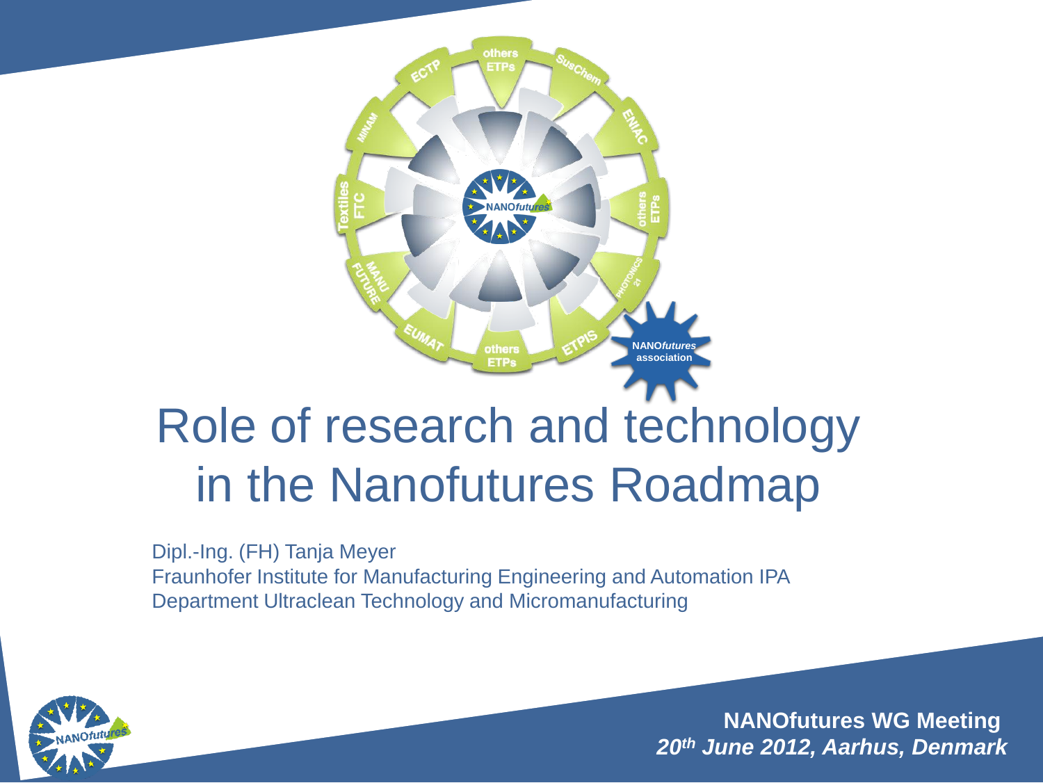# Role of research and technology in the Nanofutures Roadmap

Dipl.-Ing. (FH) Tanja Meyer
Fraunhofer Institute for Manufacturing Engineering and Automation IPA
Department Ultraclean Technology and Micromanufacturing

**NANOfutures WG Meeting**
***20th June 2012, Aarhus, Denmark***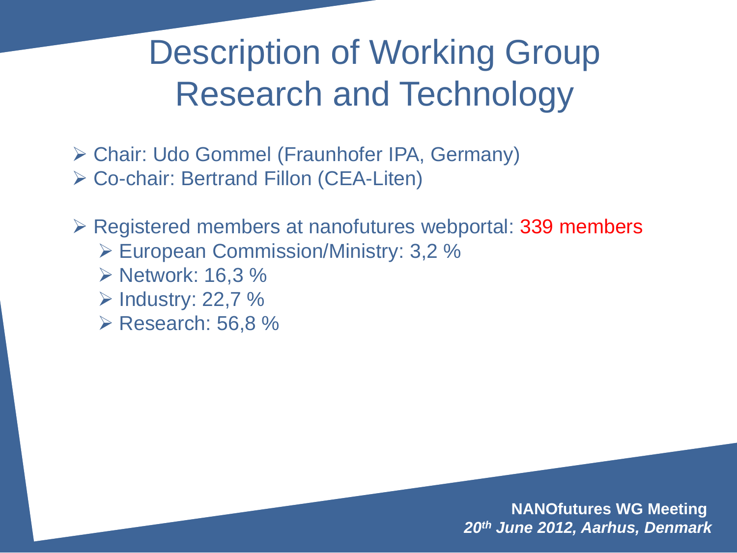# Description of Working Group Research and Technology

- Chair: Udo Gommel (Fraunhofer IPA, Germany)
- Co-chair: Bertrand Fillon (CEA-Liten)

- Registered members at nanofutures webportal: 339 members
  - European Commission/Ministry: 3,2 %
  - Network: 16,3 %
  - Industry: 22,7 %
  - Research: 56,8 %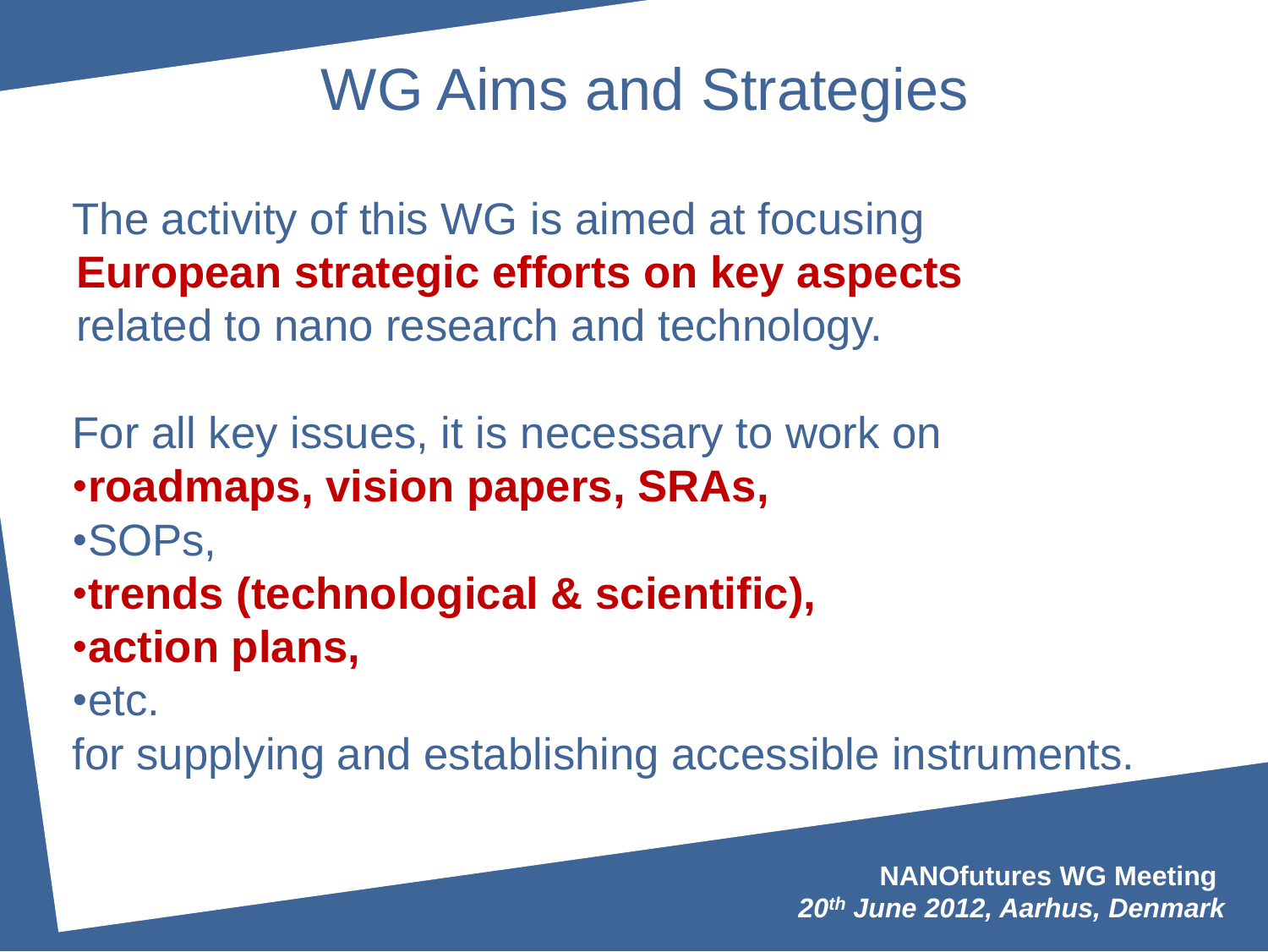# WG Aims and Strategies

The activity of this WG is aimed at focusing **European strategic efforts on key aspects** related to nano research and technology.

For all key issues, it is necessary to work on

- **roadmaps, vision papers, SRAs,**
- SOPs,
- **trends (technological & scientific),**
- **action plans,**
- etc.

for supplying and establishing accessible instruments.

**NANOfutures WG Meeting**
***20th June 2012, Aarhus, Denmark***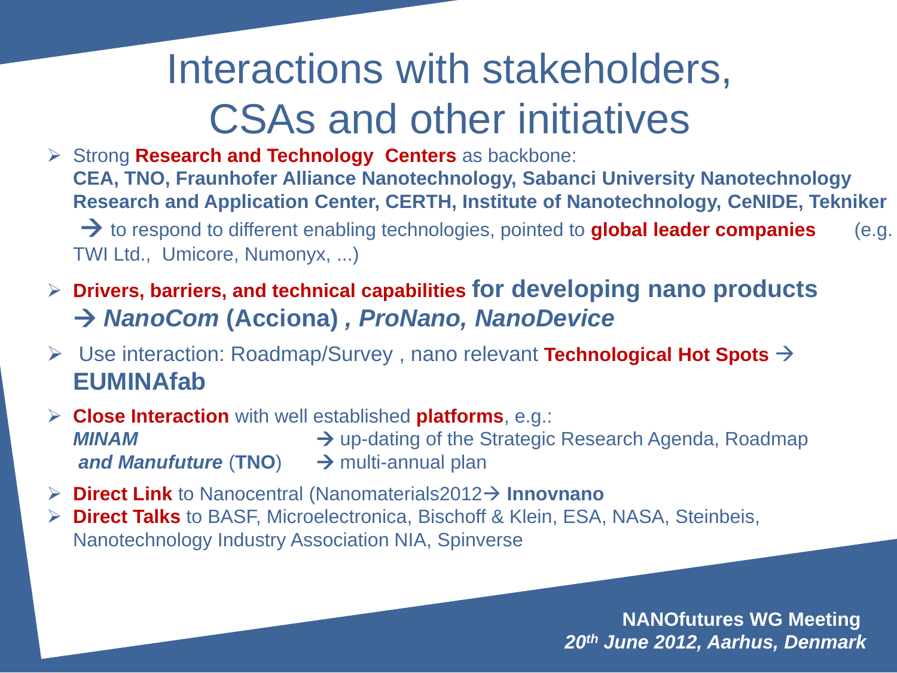# Interactions with stakeholders, CSAs and other initiatives

- Strong **Research and Technology Centers** as backbone:
  **CEA, TNO, Fraunhofer Alliance Nanotechnology, Sabanci University Nanotechnology Research and Application Center, CERTH, Institute of Nanotechnology, CeNIDE, Tekniker**
  → to respond to different enabling technologies, pointed to **global leader companies** (e.g. TWI Ltd., Umicore, Numonyx, ...)
- **Drivers, barriers, and technical capabilities for developing nano products**
  **→ *NanoCom* (Acciona) *, ProNano, NanoDevice***
- Use interaction: Roadmap/Survey , nano relevant **Technological Hot Spots** → **EUMINAfab**
- **Close Interaction** with well established **platforms**, e.g.:
  ***MINAM*** → up-dating of the Strategic Research Agenda, Roadmap
  ***and Manufuture*** (**TNO**) → multi-annual plan
- **Direct Link** to Nanocentral (Nanomaterials2012→ **Innovnano**
- **Direct Talks** to BASF, Microelectronica, Bischoff & Klein, ESA, NASA, Steinbeis, Nanotechnology Industry Association NIA, Spinverse

**NANOfutures WG Meeting**
***20th June 2012, Aarhus, Denmark***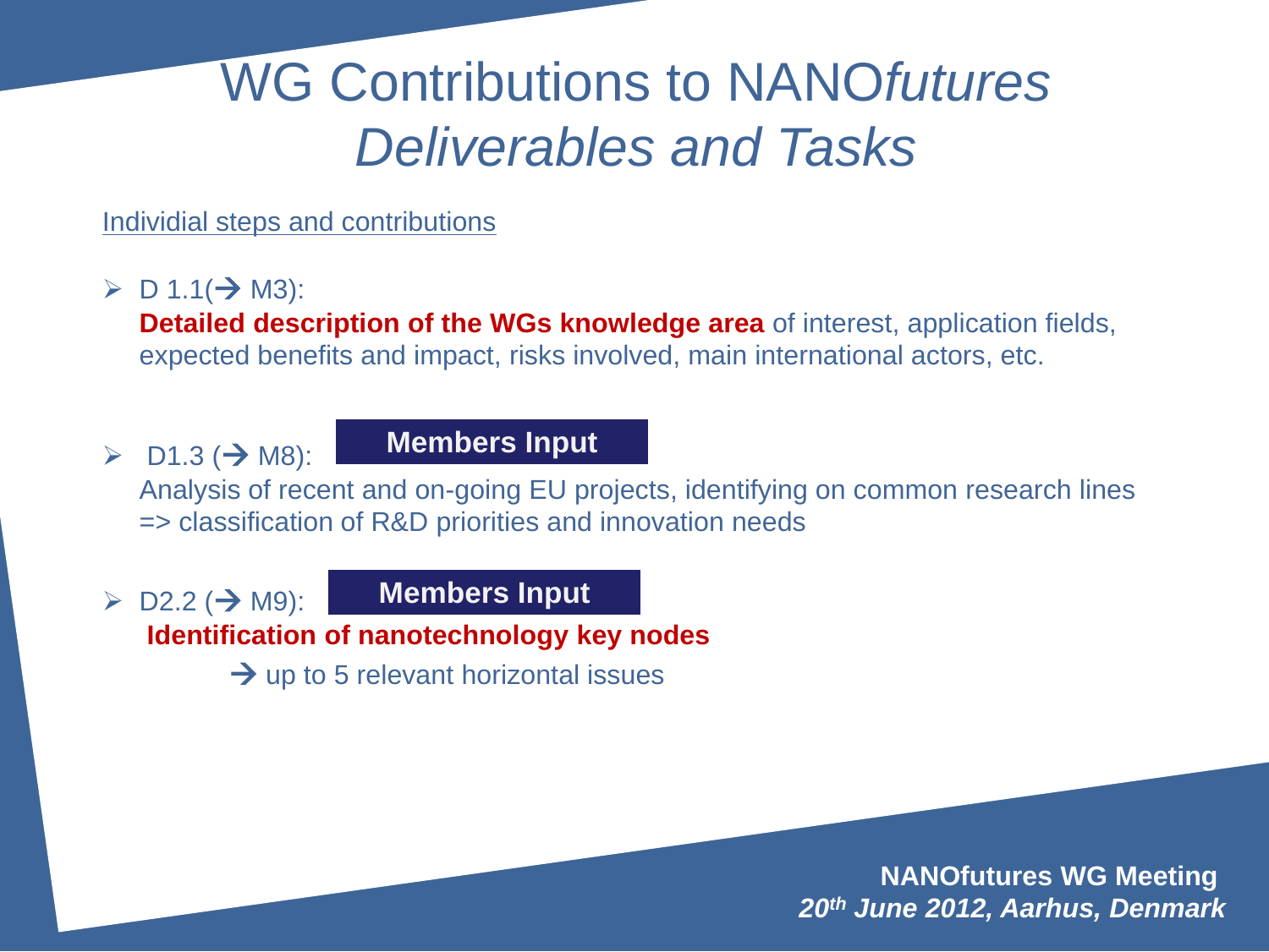# WG Contributions to NANO*futures* *Deliverables and Tasks*

Individial steps and contributions

- D 1.1(→ M3):
  **Detailed description of the WGs knowledge area** of interest, application fields, expected benefits and impact, risks involved, main international actors, etc.

- D1.3 (→ M8): **Members Input**
  Analysis of recent and on-going EU projects, identifying on common research lines => classification of R&D priorities and innovation needs

- D2.2 (→ M9): **Members Input**
  **Identification of nanotechnology key nodes**
  → up to 5 relevant horizontal issues

**NANOfutures WG Meeting**
***20th June 2012, Aarhus, Denmark***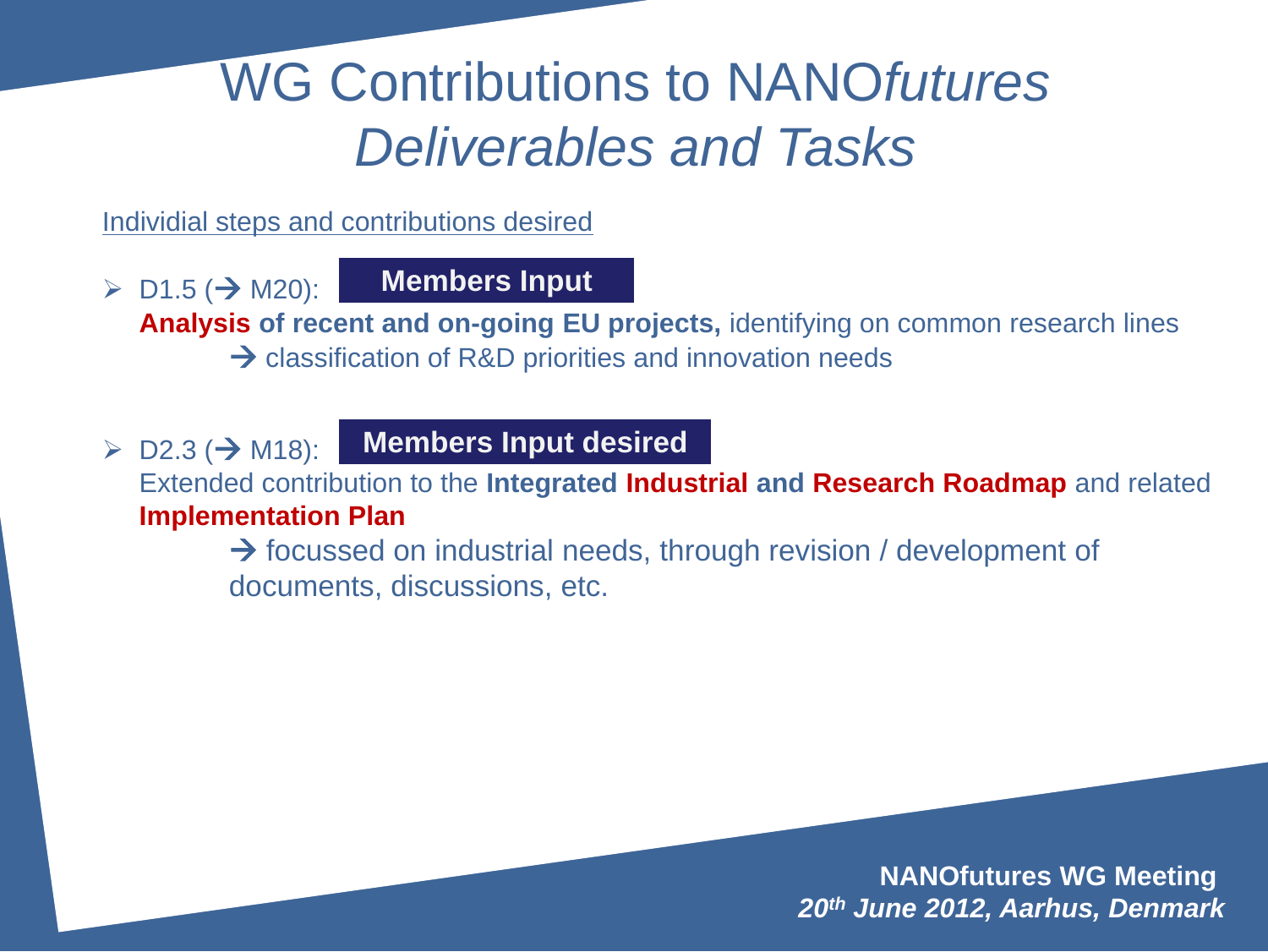# WG Contributions to NANO*futures* *Deliverables and Tasks*

Individial steps and contributions desired

- D1.5 (→ M20): **Members Input**

  **Analysis of recent and on-going EU projects,** identifying on common research lines

  → classification of R&D priorities and innovation needs

- D2.3 (→ M18): **Members Input desired**

  Extended contribution to the **Integrated Industrial and Research Roadmap** and related **Implementation Plan**

  → focussed on industrial needs, through revision / development of documents, discussions, etc.

**NANOfutures WG Meeting**
***20th June 2012, Aarhus, Denmark***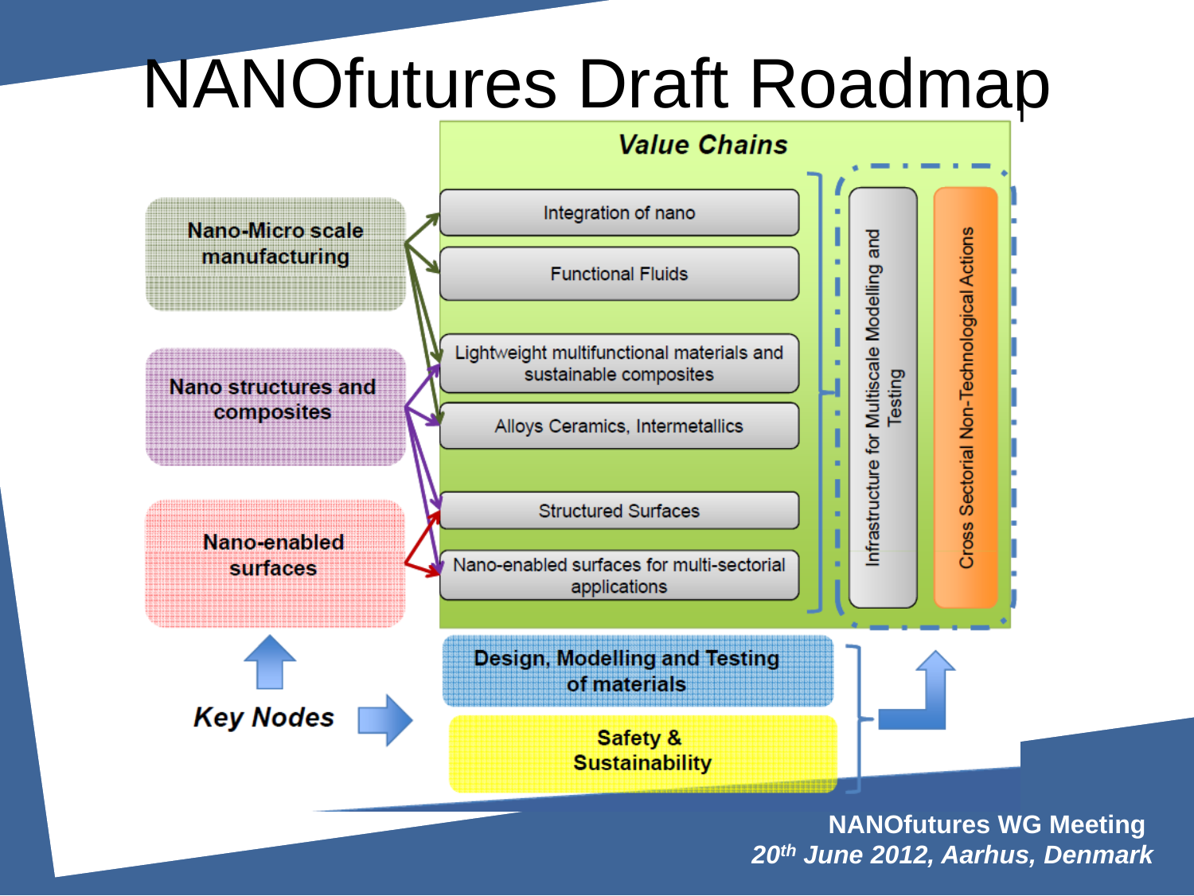# NANOfutures Draft Roadmap

**Value Chains**

- Integration of nano
- Functional Fluids
- Lightweight multifunctional materials and sustainable composites
- Alloys Ceramics, Intermetallics
- Structured Surfaces
- Nano-enabled surfaces for multi-sectorial applications

Infrastructure for Multiscale Modelling and Testing

Cross Sectorial Non-Technological Actions

**Nano-Micro scale manufacturing**

**Nano structures and composites**

**Nano-enabled surfaces**

***Key Nodes***

**Design, Modelling and Testing of materials**

**Safety & Sustainability**

**NANOfutures WG Meeting**
***20th June 2012, Aarhus, Denmark***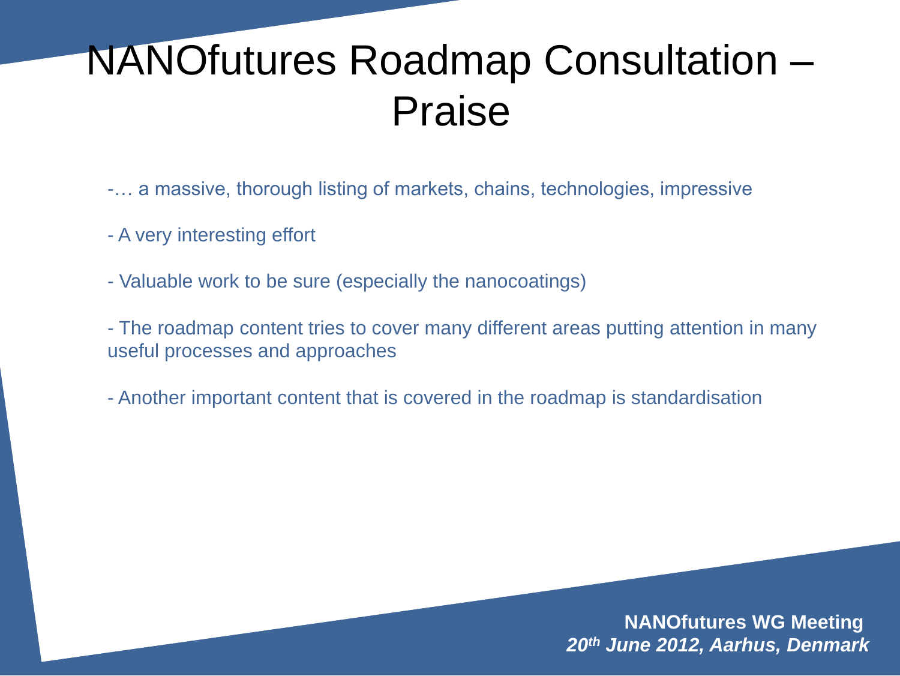# NANOfutures Roadmap Consultation – Praise

-… a massive, thorough listing of markets, chains, technologies, impressive

- A very interesting effort

- Valuable work to be sure (especially the nanocoatings)

- The roadmap content tries to cover many different areas putting attention in many useful processes and approaches

- Another important content that is covered in the roadmap is standardisation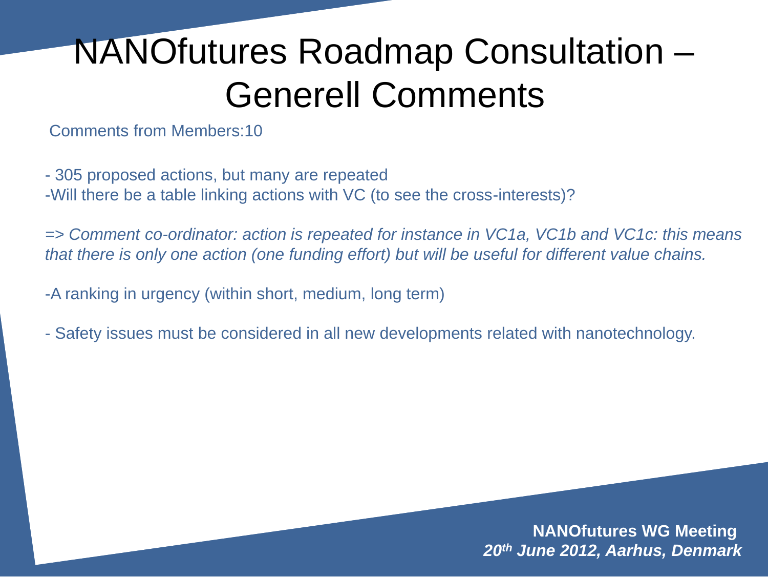# NANOfutures Roadmap Consultation – Generell Comments

Comments from Members:10

- 305 proposed actions, but many are repeated
- Will there be a table linking actions with VC (to see the cross-interests)?

*=> Comment co-ordinator: action is repeated for instance in VC1a, VC1b and VC1c: this means that there is only one action (one funding effort) but will be useful for different value chains.*

- A ranking in urgency (within short, medium, long term)

- Safety issues must be considered in all new developments related with nanotechnology.

**NANOfutures WG Meeting**
***20th June 2012, Aarhus, Denmark***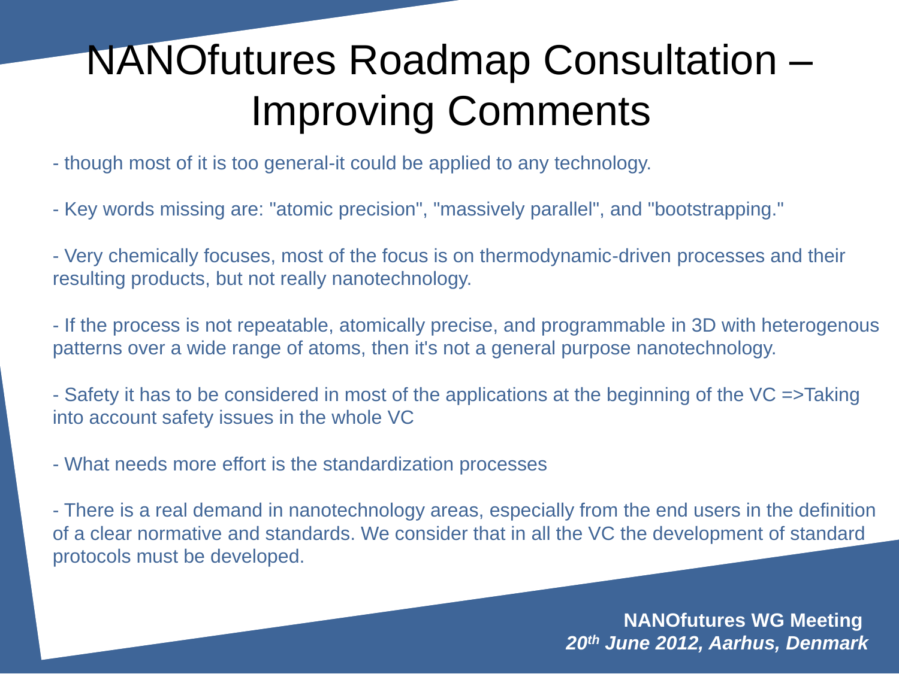# NANOfutures Roadmap Consultation – Improving Comments

- though most of it is too general-it could be applied to any technology.

- Key words missing are: "atomic precision", "massively parallel", and "bootstrapping."

- Very chemically focuses, most of the focus is on thermodynamic-driven processes and their resulting products, but not really nanotechnology.

- If the process is not repeatable, atomically precise, and programmable in 3D with heterogenous patterns over a wide range of atoms, then it's not a general purpose nanotechnology.

- Safety it has to be considered in most of the applications at the beginning of the VC =>Taking into account safety issues in the whole VC

- What needs more effort is the standardization processes

- There is a real demand in nanotechnology areas, especially from the end users in the definition of a clear normative and standards. We consider that in all the VC the development of standard protocols must be developed.

**NANOfutures WG Meeting**
***20th June 2012, Aarhus, Denmark***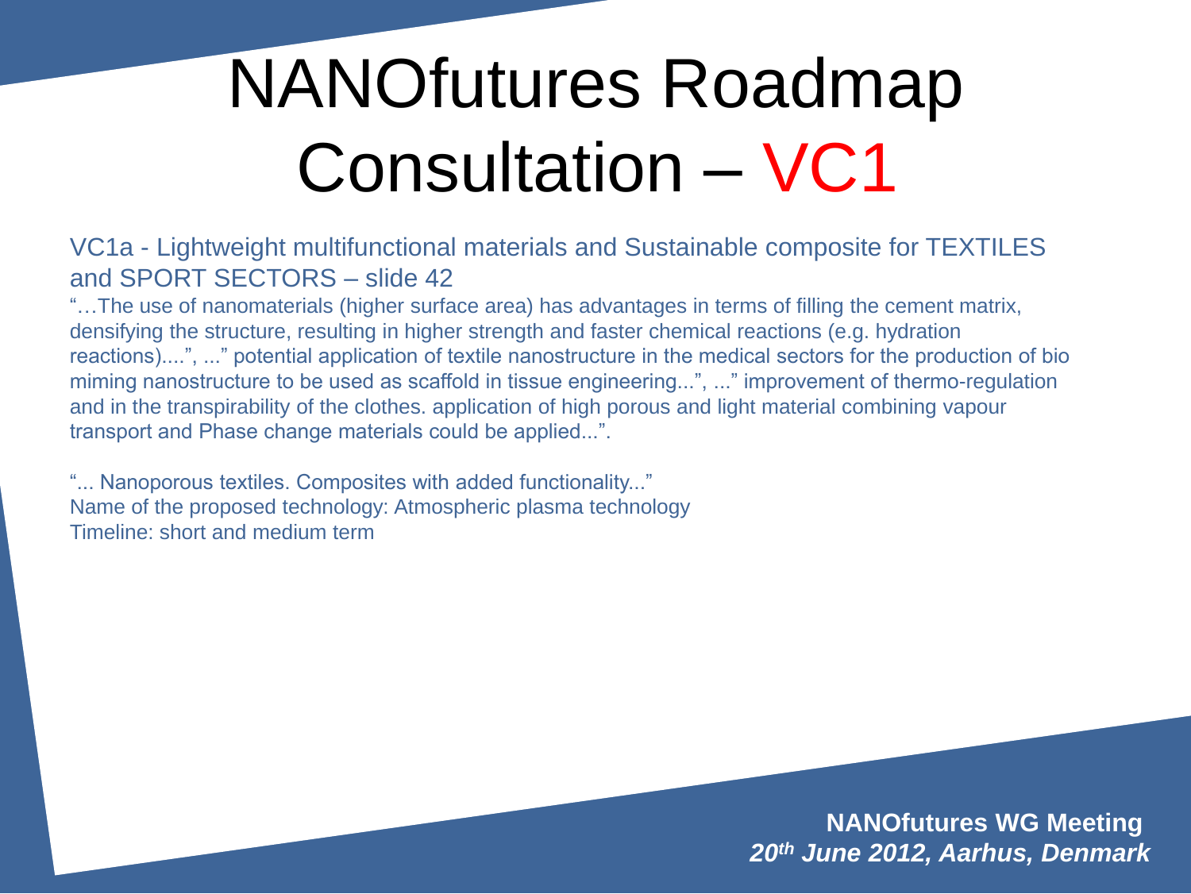# NANOfutures Roadmap Consultation – VC1

VC1a - Lightweight multifunctional materials and Sustainable composite for TEXTILES and SPORT SECTORS – slide 42

"…The use of nanomaterials (higher surface area) has advantages in terms of filling the cement matrix, densifying the structure, resulting in higher strength and faster chemical reactions (e.g. hydration reactions)....", ..." potential application of textile nanostructure in the medical sectors for the production of bio miming nanostructure to be used as scaffold in tissue engineering...", ..." improvement of thermo-regulation and in the transpirability of the clothes. application of high porous and light material combining vapour transport and Phase change materials could be applied...".

"... Nanoporous textiles. Composites with added functionality..."
Name of the proposed technology: Atmospheric plasma technology
Timeline: short and medium term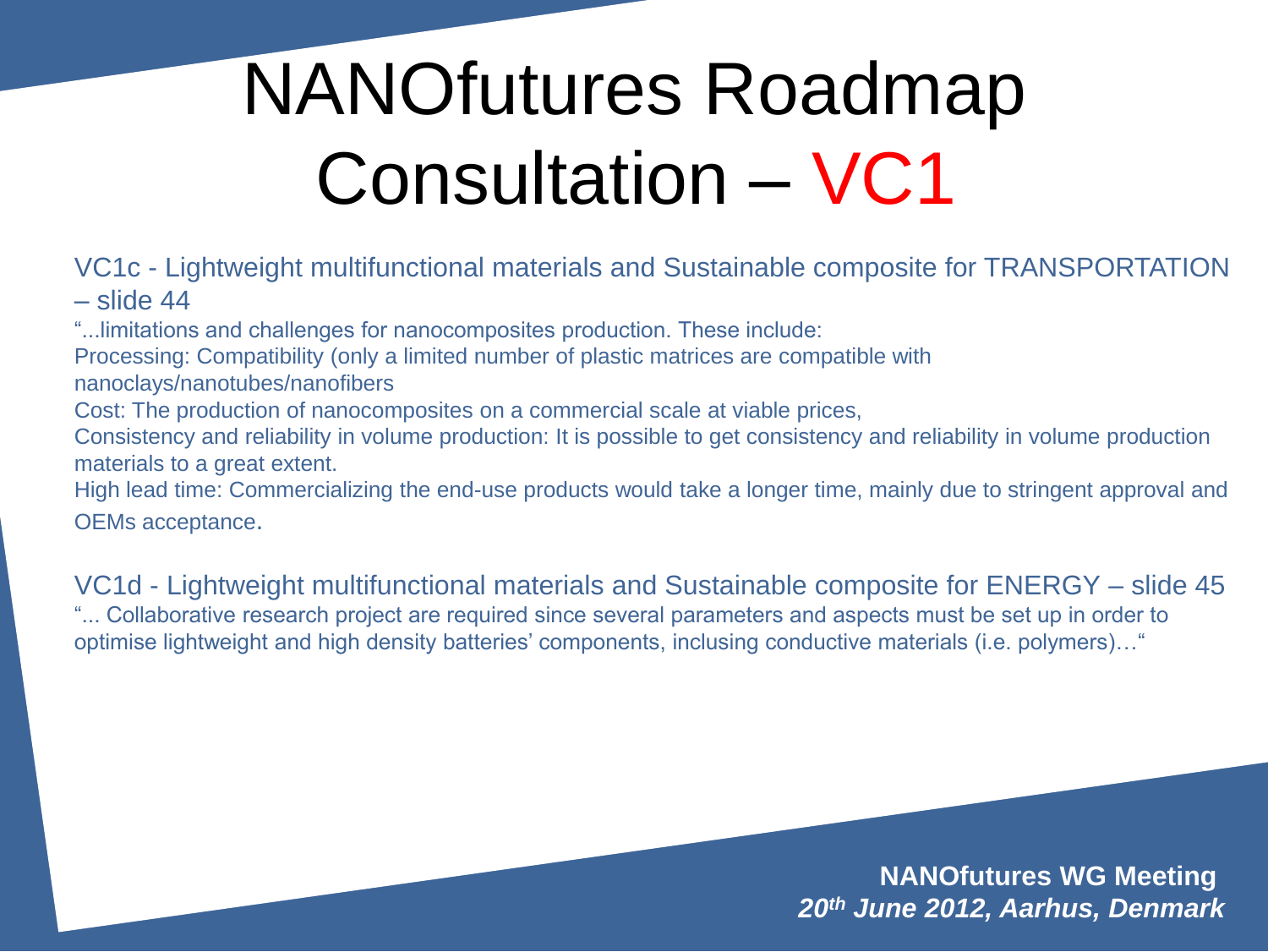# NANOfutures Roadmap Consultation – VC1

## VC1c - Lightweight multifunctional materials and Sustainable composite for TRANSPORTATION – slide 44

"...limitations and challenges for nanocomposites production. These include:

Processing: Compatibility (only a limited number of plastic matrices are compatible with nanoclays/nanotubes/nanofibers

Cost: The production of nanocomposites on a commercial scale at viable prices,

Consistency and reliability in volume production: It is possible to get consistency and reliability in volume production materials to a great extent.

High lead time: Commercializing the end-use products would take a longer time, mainly due to stringent approval and OEMs acceptance.

## VC1d - Lightweight multifunctional materials and Sustainable composite for ENERGY – slide 45

"... Collaborative research project are required since several parameters and aspects must be set up in order to optimise lightweight and high density batteries' components, inclusing conductive materials (i.e. polymers)…"

**NANOfutures WG Meeting**

***20th June 2012, Aarhus, Denmark***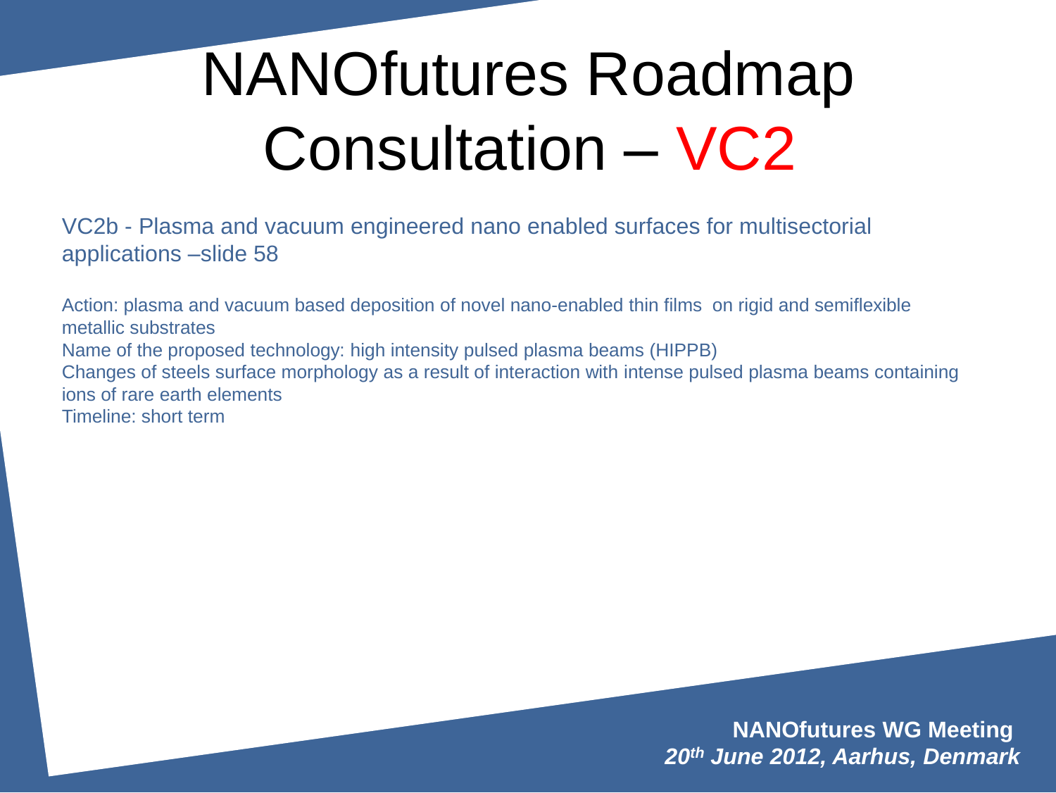# NANOfutures Roadmap Consultation – VC2

VC2b - Plasma and vacuum engineered nano enabled surfaces for multisectorial applications –slide 58

Action: plasma and vacuum based deposition of novel nano-enabled thin films on rigid and semiflexible metallic substrates

Name of the proposed technology: high intensity pulsed plasma beams (HIPPB)

Changes of steels surface morphology as a result of interaction with intense pulsed plasma beams containing ions of rare earth elements

Timeline: short term

**NANOfutures WG Meeting**

***20th June 2012, Aarhus, Denmark***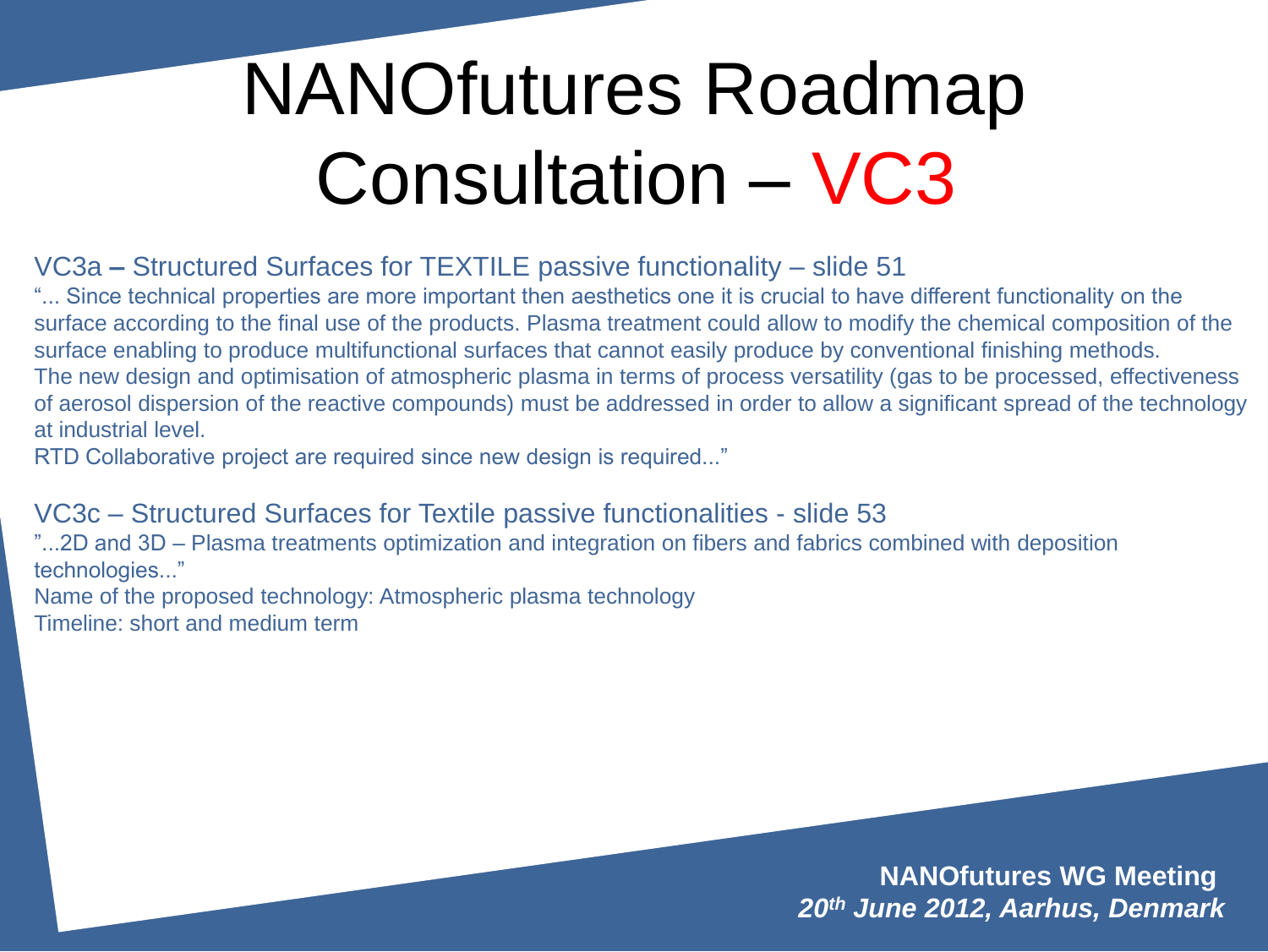# NANOfutures Roadmap Consultation – VC3

VC3a – Structured Surfaces for TEXTILE passive functionality – slide 51

“... Since technical properties are more important then aesthetics one it is crucial to have different functionality on the surface according to the final use of the products. Plasma treatment could allow to modify the chemical composition of the surface enabling to produce multifunctional surfaces that cannot easily produce by conventional finishing methods.
The new design and optimisation of atmospheric plasma in terms of process versatility (gas to be processed, effectiveness of aerosol dispersion of the reactive compounds) must be addressed in order to allow a significant spread of the technology at industrial level.
RTD Collaborative project are required since new design is required...”

VC3c – Structured Surfaces for Textile passive functionalities - slide 53

”...2D and 3D – Plasma treatments optimization and integration on fibers and fabrics combined with deposition technologies...”
Name of the proposed technology: Atmospheric plasma technology
Timeline: short and medium term

**NANOfutures WG Meeting**
***20th June 2012, Aarhus, Denmark***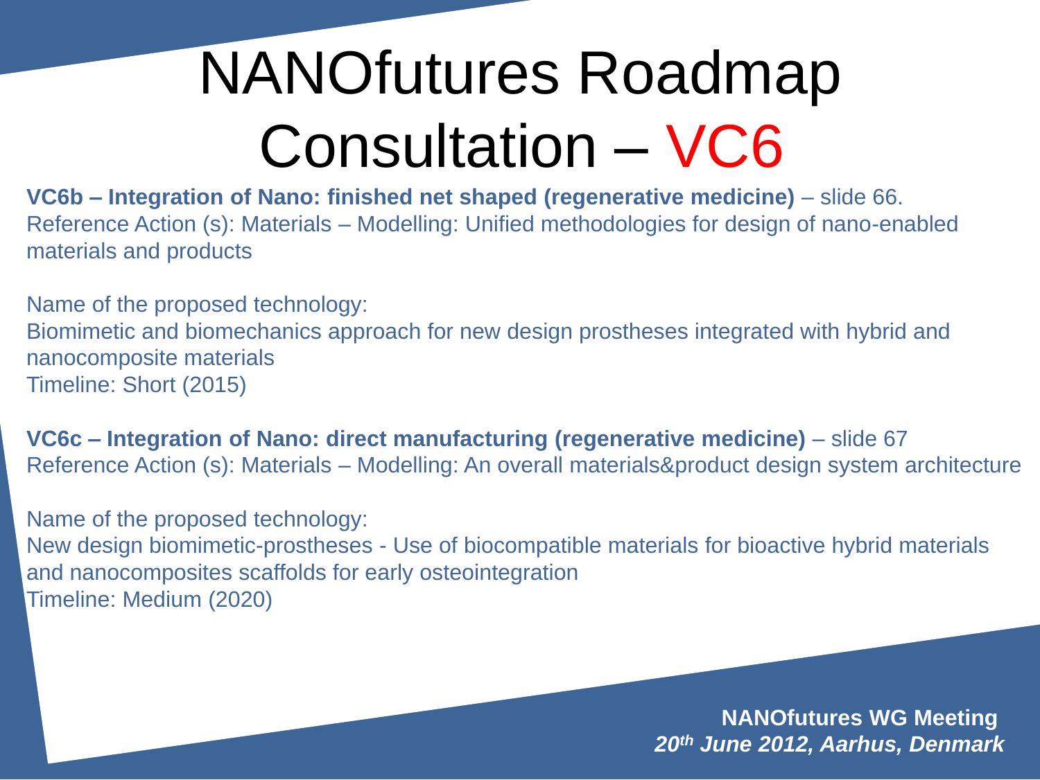# NANOfutures Roadmap Consultation – VC6

**VC6b – Integration of Nano: finished net shaped (regenerative medicine)** – slide 66.
Reference Action (s): Materials – Modelling: Unified methodologies for design of nano-enabled materials and products

Name of the proposed technology:
Biomimetic and biomechanics approach for new design prostheses integrated with hybrid and nanocomposite materials
Timeline: Short (2015)

**VC6c – Integration of Nano: direct manufacturing (regenerative medicine)** – slide 67
Reference Action (s): Materials – Modelling: An overall materials&product design system architecture

Name of the proposed technology:
New design biomimetic-prostheses - Use of biocompatible materials for bioactive hybrid materials and nanocomposites scaffolds for early osteointegration
Timeline: Medium (2020)

**NANOfutures WG Meeting**
***20th June 2012, Aarhus, Denmark***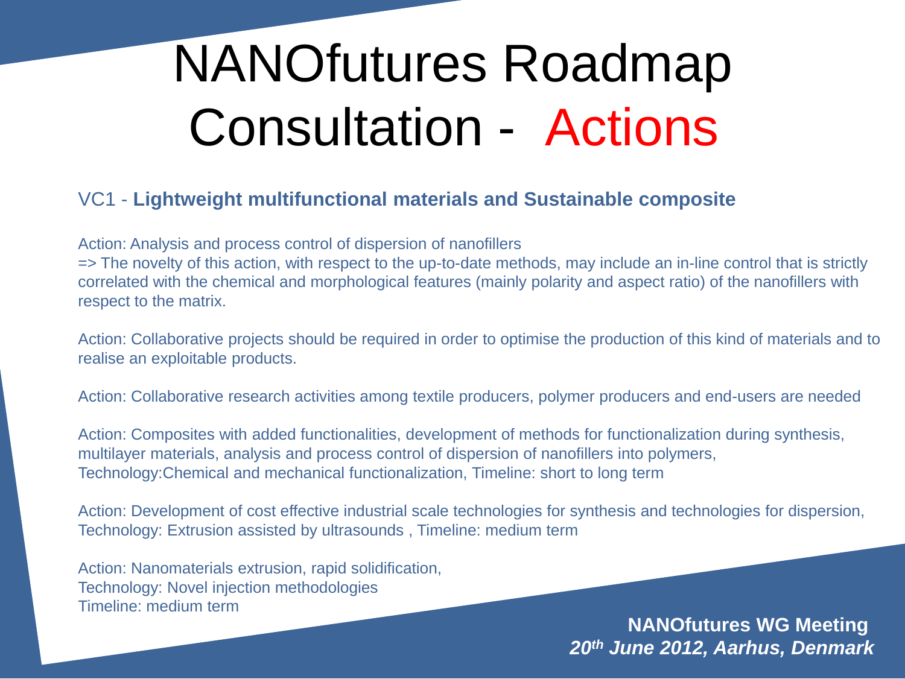# NANOfutures Roadmap Consultation - Actions

## VC1 - **Lightweight multifunctional materials and Sustainable composite**

Action: Analysis and process control of dispersion of nanofillers
=> The novelty of this action, with respect to the up-to-date methods, may include an in-line control that is strictly correlated with the chemical and morphological features (mainly polarity and aspect ratio) of the nanofillers with respect to the matrix.

Action: Collaborative projects should be required in order to optimise the production of this kind of materials and to realise an exploitable products.

Action: Collaborative research activities among textile producers, polymer producers and end-users are needed

Action: Composites with added functionalities, development of methods for functionalization during synthesis, multilayer materials, analysis and process control of dispersion of nanofillers into polymers,
Technology:Chemical and mechanical functionalization, Timeline: short to long term

Action: Development of cost effective industrial scale technologies for synthesis and technologies for dispersion,
Technology: Extrusion assisted by ultrasounds , Timeline: medium term

Action: Nanomaterials extrusion, rapid solidification,
Technology: Novel injection methodologies
Timeline: medium term

**NANOfutures WG Meeting**
***20th June 2012, Aarhus, Denmark***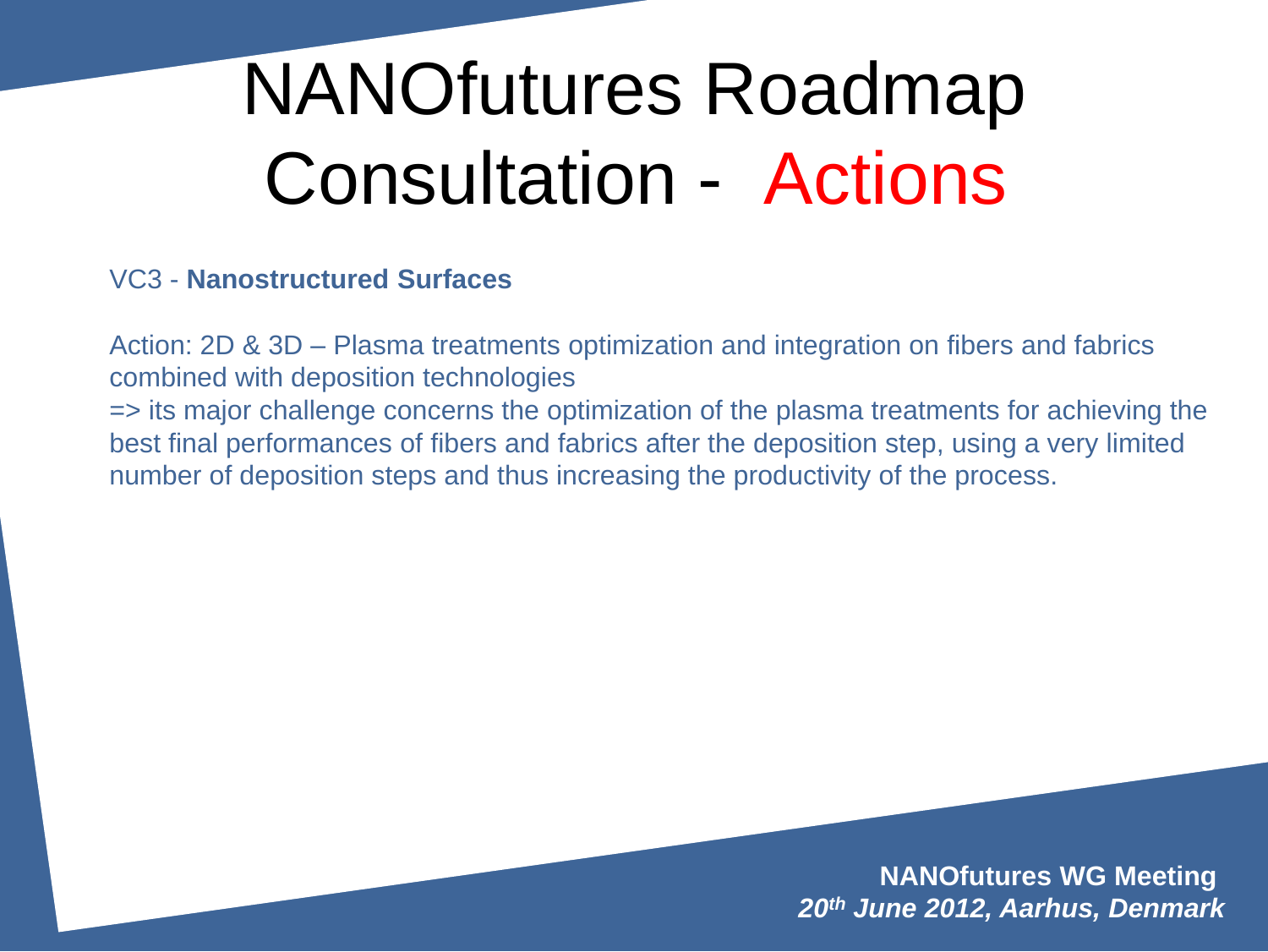# NANOfutures Roadmap Consultation - Actions

VC3 - **Nanostructured Surfaces**

Action: 2D & 3D – Plasma treatments optimization and integration on fibers and fabrics combined with deposition technologies
=> its major challenge concerns the optimization of the plasma treatments for achieving the best final performances of fibers and fabrics after the deposition step, using a very limited number of deposition steps and thus increasing the productivity of the process.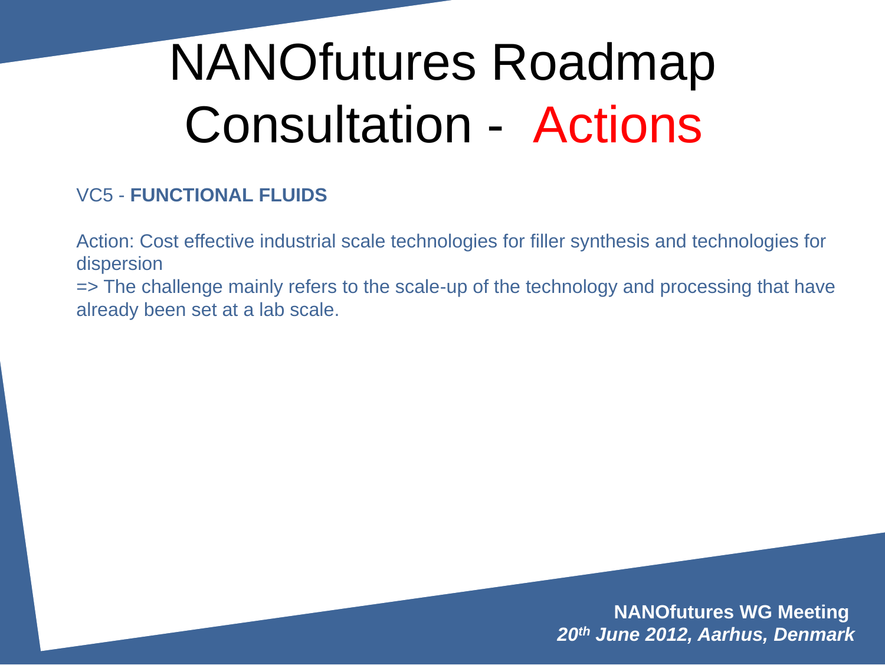# NANOfutures Roadmap Consultation - Actions

VC5 - **FUNCTIONAL FLUIDS**

Action: Cost effective industrial scale technologies for filler synthesis and technologies for dispersion

=> The challenge mainly refers to the scale-up of the technology and processing that have already been set at a lab scale.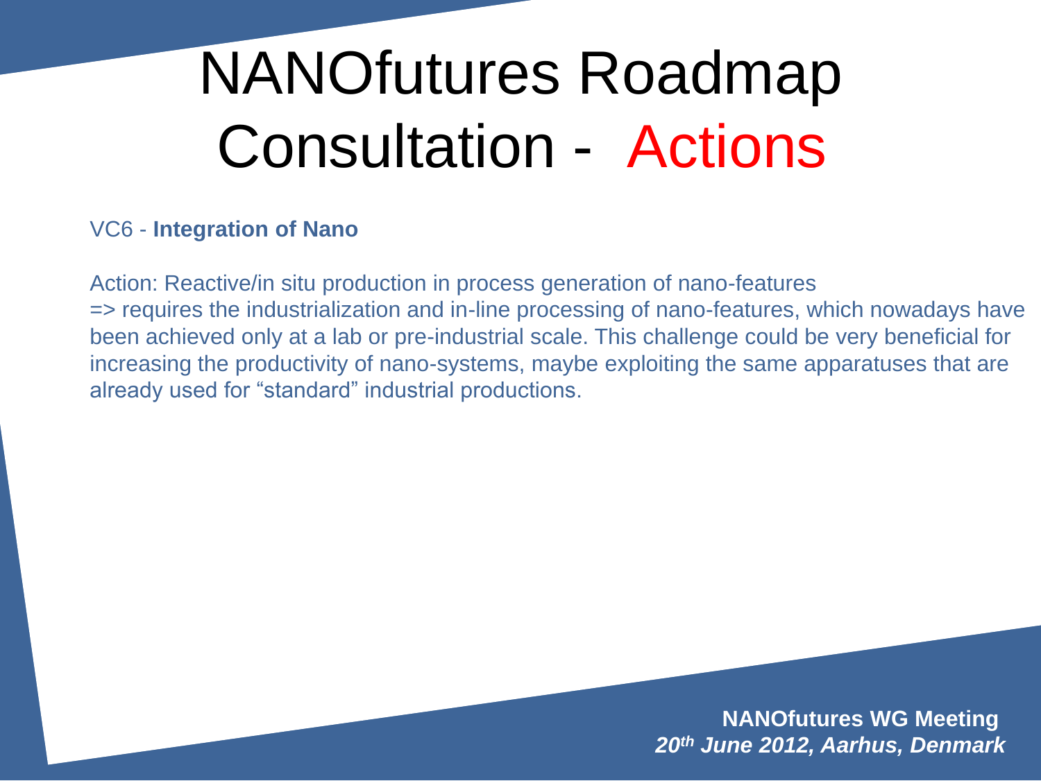# NANOfutures Roadmap Consultation - Actions

VC6 - **Integration of Nano**

Action: Reactive/in situ production in process generation of nano-features
=> requires the industrialization and in-line processing of nano-features, which nowadays have been achieved only at a lab or pre-industrial scale. This challenge could be very beneficial for increasing the productivity of nano-systems, maybe exploiting the same apparatuses that are already used for "standard" industrial productions.

**NANOfutures WG Meeting**
***20th June 2012, Aarhus, Denmark***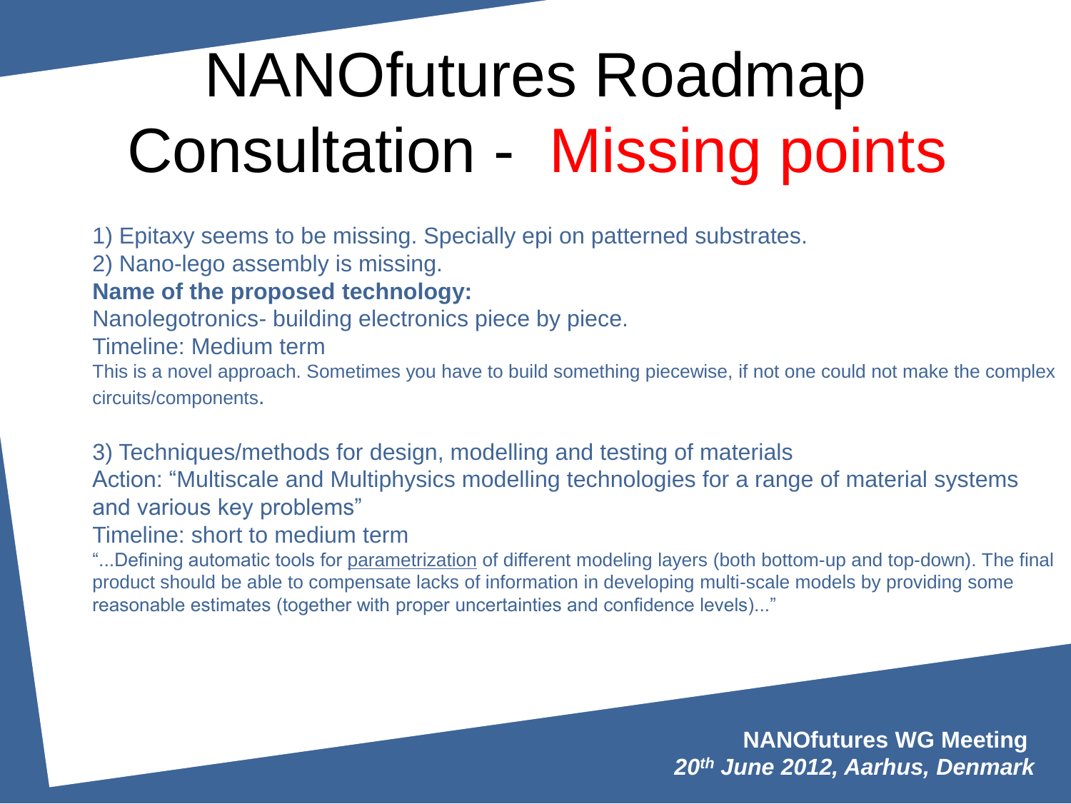# NANOfutures Roadmap Consultation - Missing points

1) Epitaxy seems to be missing. Specially epi on patterned substrates.
2) Nano-lego assembly is missing.
**Name of the proposed technology:**
Nanolegotronics- building electronics piece by piece.
Timeline: Medium term
This is a novel approach. Sometimes you have to build something piecewise, if not one could not make the complex circuits/components.

3) Techniques/methods for design, modelling and testing of materials
Action: "Multiscale and Multiphysics modelling technologies for a range of material systems and various key problems"
Timeline: short to medium term
"...Defining automatic tools for parametrization of different modeling layers (both bottom-up and top-down). The final product should be able to compensate lacks of information in developing multi-scale models by providing some reasonable estimates (together with proper uncertainties and confidence levels)..."

**NANOfutures WG Meeting**
***20th June 2012, Aarhus, Denmark***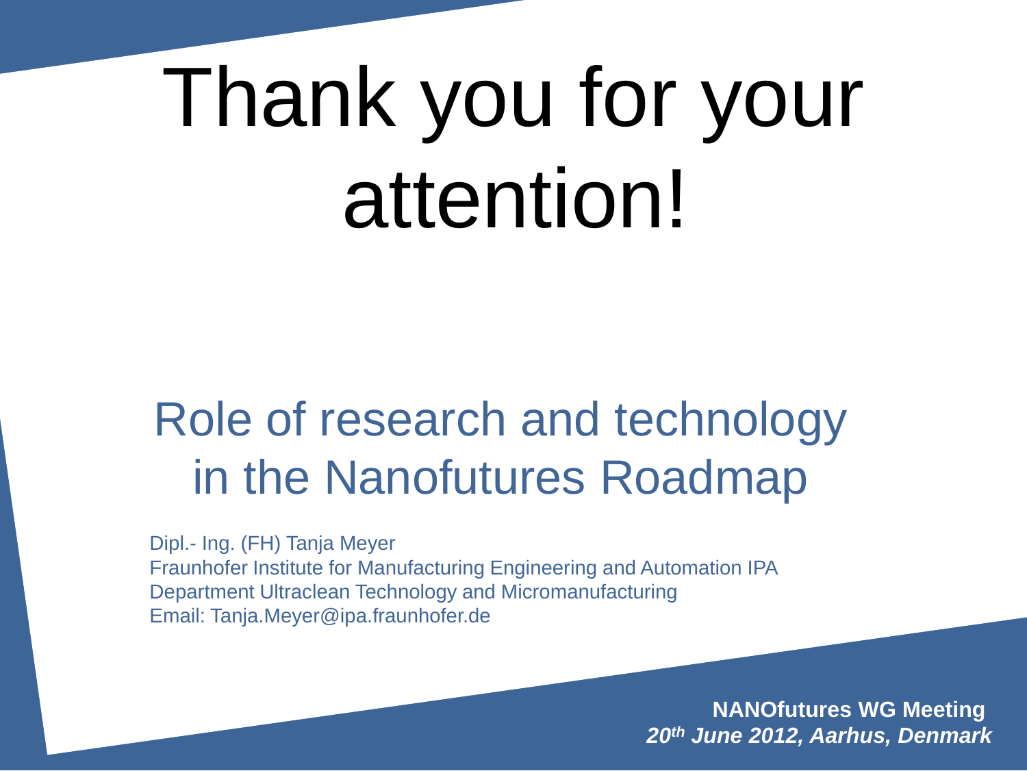# Thank you for your attention!

## Role of research and technology in the Nanofutures Roadmap

Dipl.- Ing. (FH) Tanja Meyer
Fraunhofer Institute for Manufacturing Engineering and Automation IPA
Department Ultraclean Technology and Micromanufacturing
Email: Tanja.Meyer@ipa.fraunhofer.de

**NANOfutures WG Meeting**
***20th June 2012, Aarhus, Denmark***